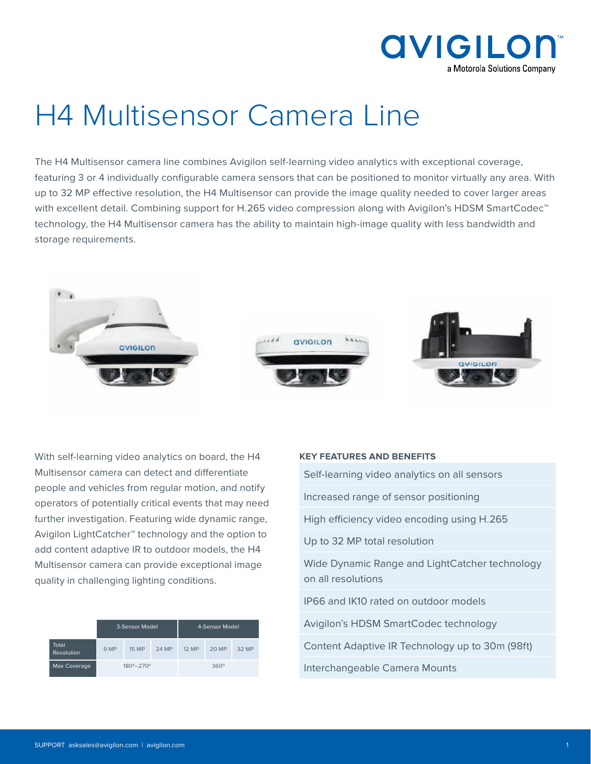# H4 Multisensor Camera Line

The H4 Multisensor camera line combines Avigilon self-learning video analytics with exceptional coverage, featuring 3 or 4 individually configurable camera sensors that can be positioned to monitor virtually any area. With up to 32 MP effective resolution, the H4 Multisensor can provide the image quality needed to cover larger areas with excellent detail. Combining support for H.265 video compression along with Avigilon's HDSM SmartCodec™ technology, the H4 Multisensor camera has the ability to maintain high-image quality with less bandwidth and storage requirements.

With self-learning video analytics on board, the H4 Multisensor camera can detect and differentiate people and vehicles from regular motion, and notify operators of potentially critical events that may need further investigation. Featuring wide dynamic range, Avigilon LightCatcher™ technology and the option to add content adaptive IR to outdoor models, the H4 Multisensor camera can provide exceptional image quality in challenging lighting conditions.

| | 3-Sensor Model | | | 4-Sensor Model | | |
|---|---|---|---|---|---|---|
| Total Resolution | 9 MP | 15 MP | 24 MP | 12 MP | 20 MP | 32 MP |
| Max Coverage | 180°–270° | | | 360° | | |

**KEY FEATURES AND BENEFITS**

- Self-learning video analytics on all sensors
- Increased range of sensor positioning
- High efficiency video encoding using H.265
- Up to 32 MP total resolution
- Wide Dynamic Range and LightCatcher technology on all resolutions
- IP66 and IK10 rated on outdoor models
- Avigilon's HDSM SmartCodec technology
- Content Adaptive IR Technology up to 30m (98ft)
- Interchangeable Camera Mounts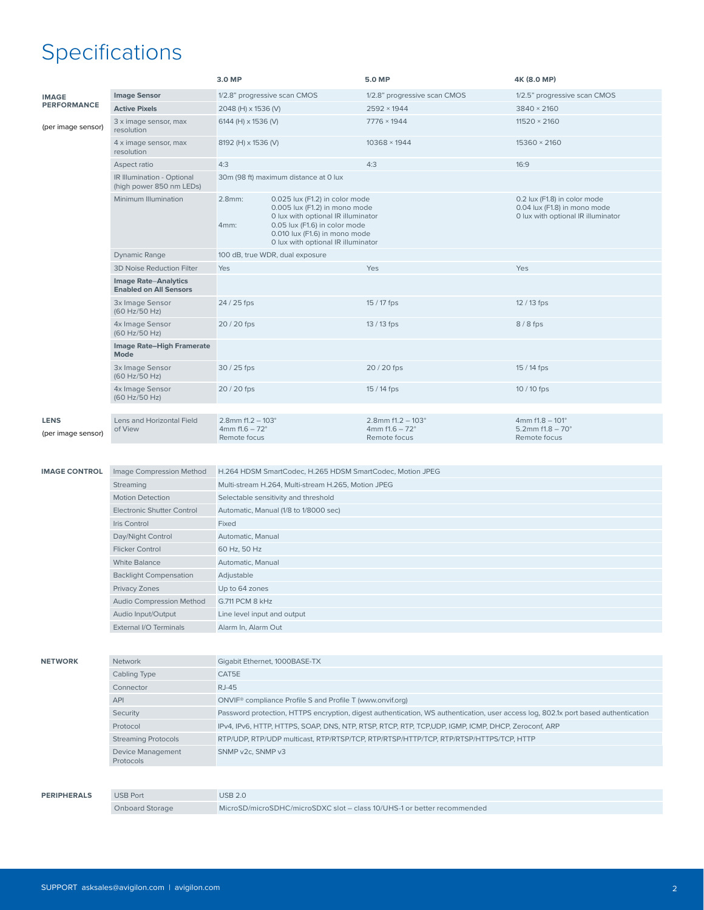# Specifications

| | | 3.0 MP | 5.0 MP | 4K (8.0 MP) |
|---|---|---|---|---|
| **IMAGE PERFORMANCE** (per image sensor) | **Image Sensor** | 1/2.8" progressive scan CMOS | 1/2.8" progressive scan CMOS | 1/2.5" progressive scan CMOS |
| | **Active Pixels** | 2048 (H) x 1536 (V) | 2592 × 1944 | 3840 × 2160 |
| | 3 x image sensor, max resolution | 6144 (H) x 1536 (V) | 7776 × 1944 | 11520 × 2160 |
| | 4 x image sensor, max resolution | 8192 (H) x 1536 (V) | 10368 × 1944 | 15360 × 2160 |
| | Aspect ratio | 4:3 | 4:3 | 16:9 |
| | IR Illumination - Optional (high power 850 nm LEDs) | 30m (98 ft) maximum distance at 0 lux | | |
| | Minimum Illumination | 2.8mm: 0.025 lux (F1.2) in color mode; 0.005 lux (F1.2) in mono mode; 0 lux with optional IR illuminator<br>4mm: 0.05 lux (F1.6) in color mode; 0.010 lux (F1.6) in mono mode; 0 lux with optional IR illuminator | | 0.2 lux (F1.8) in color mode<br>0.04 lux (F1.8) in mono mode<br>0 lux with optional IR illuminator |
| | Dynamic Range | 100 dB, true WDR, dual exposure | | |
| | 3D Noise Reduction Filter | Yes | Yes | Yes |
| | **Image Rate–Analytics Enabled on All Sensors** | | | |
| | 3x Image Sensor (60 Hz/50 Hz) | 24 / 25 fps | 15 / 17 fps | 12 / 13 fps |
| | 4x Image Sensor (60 Hz/50 Hz) | 20 / 20 fps | 13 / 13 fps | 8 / 8 fps |
| | **Image Rate–High Framerate Mode** | | | |
| | 3x Image Sensor (60 Hz/50 Hz) | 30 / 25 fps | 20 / 20 fps | 15 / 14 fps |
| | 4x Image Sensor (60 Hz/50 Hz) | 20 / 20 fps | 15 / 14 fps | 10 / 10 fps |
| **LENS** (per image sensor) | Lens and Horizontal Field of View | 2.8mm f1.2 – 103°<br>4mm f1.6 – 72°<br>Remote focus | 2.8mm f1.2 – 103°<br>4mm f1.6 – 72°<br>Remote focus | 4mm f1.8 – 101°<br>5.2mm f1.8 – 70°<br>Remote focus |

| | | |
|---|---|---|
| **IMAGE CONTROL** | Image Compression Method | H.264 HDSM SmartCodec, H.265 HDSM SmartCodec, Motion JPEG |
| | Streaming | Multi-stream H.264, Multi-stream H.265, Motion JPEG |
| | Motion Detection | Selectable sensitivity and threshold |
| | Electronic Shutter Control | Automatic, Manual (1/8 to 1/8000 sec) |
| | Iris Control | Fixed |
| | Day/Night Control | Automatic, Manual |
| | Flicker Control | 60 Hz, 50 Hz |
| | White Balance | Automatic, Manual |
| | Backlight Compensation | Adjustable |
| | Privacy Zones | Up to 64 zones |
| | Audio Compression Method | G.711 PCM 8 kHz |
| | Audio Input/Output | Line level input and output |
| | External I/O Terminals | Alarm In, Alarm Out |
| **NETWORK** | Network | Gigabit Ethernet, 1000BASE-TX |
| | Cabling Type | CAT5E |
| | Connector | RJ-45 |
| | API | ONVIF® compliance Profile S and Profile T (www.onvif.org) |
| | Security | Password protection, HTTPS encryption, digest authentication, WS authentication, user access log, 802.1x port based authentication |
| | Protocol | IPv4, IPv6, HTTP, HTTPS, SOAP, DNS, NTP, RTSP, RTCP, RTP, TCP,UDP, IGMP, ICMP, DHCP, Zeroconf, ARP |
| | Streaming Protocols | RTP/UDP, RTP/UDP multicast, RTP/RTSP/TCP, RTP/RTSP/HTTP/TCP, RTP/RTSP/HTTPS/TCP, HTTP |
| | Device Management Protocols | SNMP v2c, SNMP v3 |
| **PERIPHERALS** | USB Port | USB 2.0 |
| | Onboard Storage | MicroSD/microSDHC/microSDXC slot – class 10/UHS-1 or better recommended |

SUPPORT asksales@avigilon.com | avigilon.com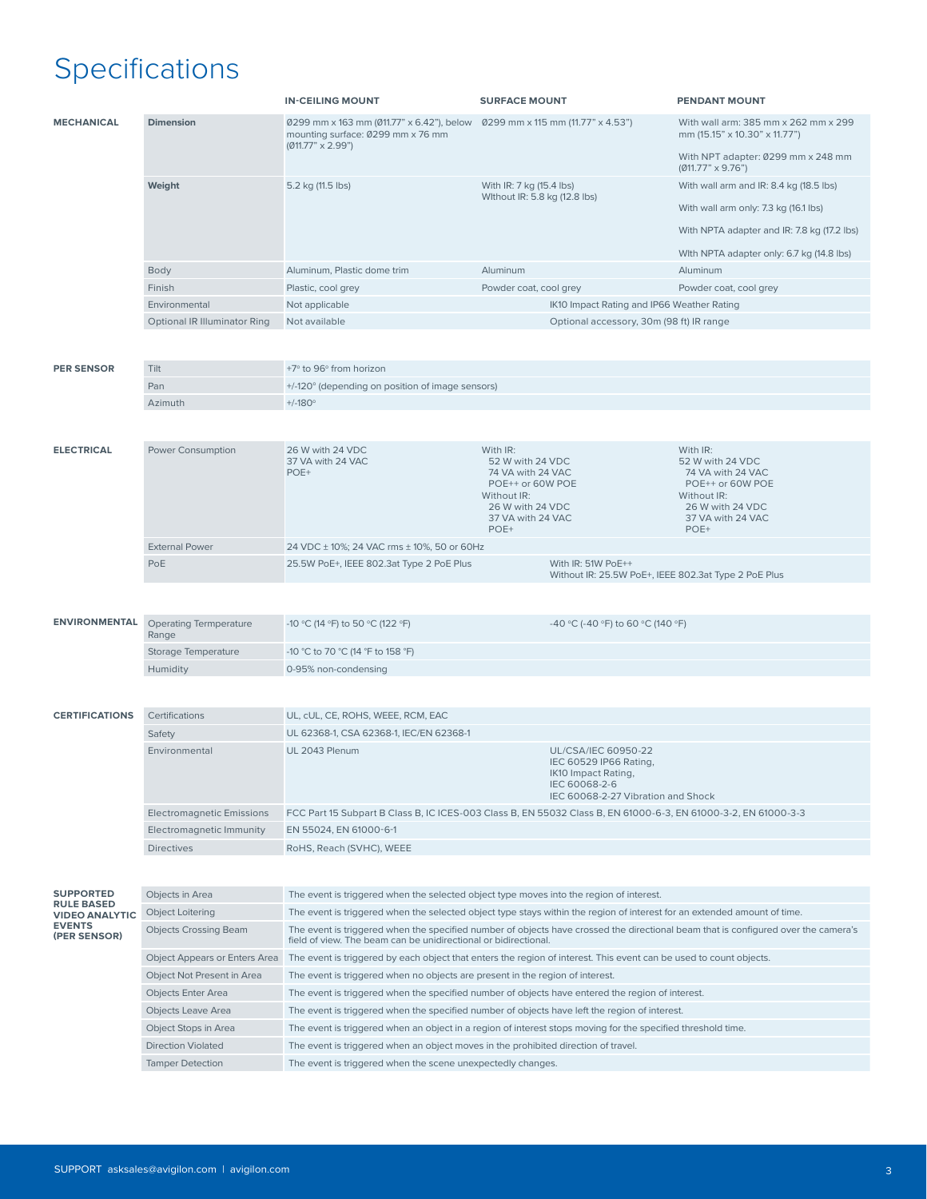# Specifications

| | | IN-CEILING MOUNT | SURFACE MOUNT | PENDANT MOUNT |
|---|---|---|---|---|
| **MECHANICAL** | **Dimension** | Ø299 mm x 163 mm (Ø11.77" x 6.42"), below mounting surface: Ø299 mm x 76 mm (Ø11.77" x 2.99") | Ø299 mm x 115 mm (11.77" x 4.53") | With wall arm: 385 mm x 262 mm x 299 mm (15.15" x 10.30" x 11.77")<br><br>With NPT adapter: Ø299 mm x 248 mm (Ø11.77" x 9.76") |
| | **Weight** | 5.2 kg (11.5 lbs) | With IR: 7 kg (15.4 lbs)<br>WIthout IR: 5.8 kg (12.8 lbs) | With wall arm and IR: 8.4 kg (18.5 lbs)<br><br>With wall arm only: 7.3 kg (16.1 lbs)<br><br>With NPTA adapter and IR: 7.8 kg (17.2 lbs)<br><br>WIth NPTA adapter only: 6.7 kg (14.8 lbs) |
| | Body | Aluminum, Plastic dome trim | Aluminum | Aluminum |
| | Finish | Plastic, cool grey | Powder coat, cool grey | Powder coat, cool grey |
| | Environmental | Not applicable | IK10 Impact Rating and IP66 Weather Rating | |
| | Optional IR Illuminator Ring | Not available | Optional accessory, 30m (98 ft) IR range | |
| **PER SENSOR** | Tilt | +7° to 96° from horizon | | |
| | Pan | +/-120° (depending on position of image sensors) | | |
| | Azimuth | +/-180° | | |
| **ELECTRICAL** | Power Consumption | 26 W with 24 VDC<br>37 VA with 24 VAC<br>POE+ | With IR:<br>52 W with 24 VDC<br>74 VA with 24 VAC<br>POE++ or 60W POE<br>Without IR:<br>26 W with 24 VDC<br>37 VA with 24 VAC<br>POE+ | With IR:<br>52 W with 24 VDC<br>74 VA with 24 VAC<br>POE++ or 60W POE<br>Without IR:<br>26 W with 24 VDC<br>37 VA with 24 VAC<br>POE+ |
| | External Power | 24 VDC ± 10%; 24 VAC rms ± 10%, 50 or 60Hz | | |
| | PoE | 25.5W PoE+, IEEE 802.3at Type 2 PoE Plus | With IR: 51W PoE++<br>Without IR: 25.5W PoE+, IEEE 802.3at Type 2 PoE Plus | |
| **ENVIRONMENTAL** | Operating Termperature Range | -10 °C (14 °F) to 50 °C (122 °F) | -40 °C (-40 °F) to 60 °C (140 °F) | |
| | Storage Temperature | -10 °C to 70 °C (14 °F to 158 °F) | | |
| | Humidity | 0-95% non-condensing | | |
| **CERTIFICATIONS** | Certifications | UL, cUL, CE, ROHS, WEEE, RCM, EAC | | |
| | Safety | UL 62368-1, CSA 62368-1, IEC/EN 62368-1 | | |
| | Environmental | UL 2043 Plenum | UL/CSA/IEC 60950-22<br>IEC 60529 IP66 Rating,<br>IK10 Impact Rating,<br>IEC 60068-2-6<br>IEC 60068-2-27 Vibration and Shock | |
| | Electromagnetic Emissions | FCC Part 15 Subpart B Class B, IC ICES-003 Class B, EN 55032 Class B, EN 61000-6-3, EN 61000-3-2, EN 61000-3-3 | | |
| | Electromagnetic Immunity | EN 55024, EN 61000-6-1 | | |
| | Directives | RoHS, Reach (SVHC), WEEE | | |

| | | |
|---|---|---|
| **SUPPORTED RULE BASED VIDEO ANALYTIC EVENTS (PER SENSOR)** | Objects in Area | The event is triggered when the selected object type moves into the region of interest. |
| | Object Loitering | The event is triggered when the selected object type stays within the region of interest for an extended amount of time. |
| | Objects Crossing Beam | The event is triggered when the specified number of objects have crossed the directional beam that is configured over the camera's field of view. The beam can be unidirectional or bidirectional. |
| | Object Appears or Enters Area | The event is triggered by each object that enters the region of interest. This event can be used to count objects. |
| | Object Not Present in Area | The event is triggered when no objects are present in the region of interest. |
| | Objects Enter Area | The event is triggered when the specified number of objects have entered the region of interest. |
| | Objects Leave Area | The event is triggered when the specified number of objects have left the region of interest. |
| | Object Stops in Area | The event is triggered when an object in a region of interest stops moving for the specified threshold time. |
| | Direction Violated | The event is triggered when an object moves in the prohibited direction of travel. |
| | Tamper Detection | The event is triggered when the scene unexpectedly changes. |

SUPPORT asksales@avigilon.com | avigilon.com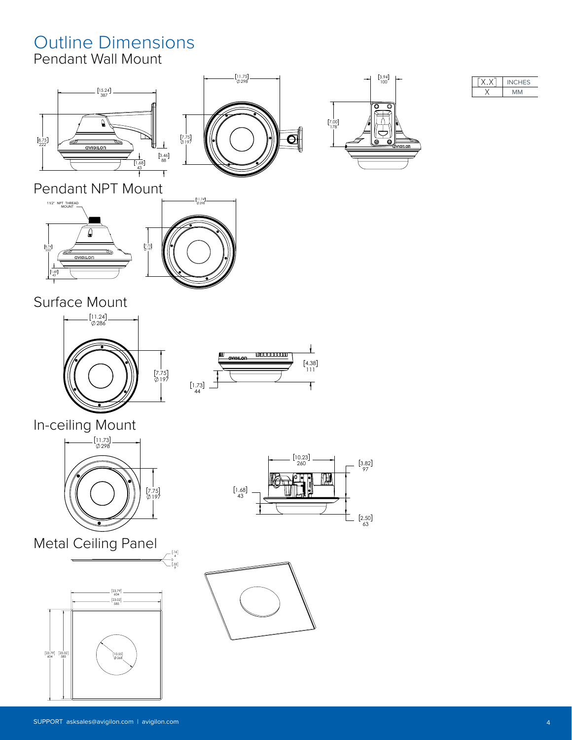# Outline Dimensions

## Pendant Wall Mount

| [X.X] | INCHES |
| --- | --- |
| X | MM |

[15.24] 387

[11.75] Ø298

[3.94] 100

[8.75] 222

[7.75] Ø197

[7.00] 178

[3.46] 88

[1.68] 43

## Pendant NPT Mount

1 1/2" NPT THREAD MOUNT

[11.74] Ø298

[8.74] 222

[7.75] Ø197

[1.68] 43

## Surface Mount

[11.24] Ø286

[7.75] Ø197

[4.38] 111

[1.73] 44

## In-ceiling Mount

[11.73] Ø298

[7.75] Ø197

[10.23] 260

[3.82] 97

[1.68] 43

[2.50] 63

## Metal Ceiling Panel

[.16] 4

[.33] 9

[23.79] 604

[23.02] 585

[23.79] 604

[23.02] 585

[10.55] Ø268

SUPPORT asksales@avigilon.com | avigilon.com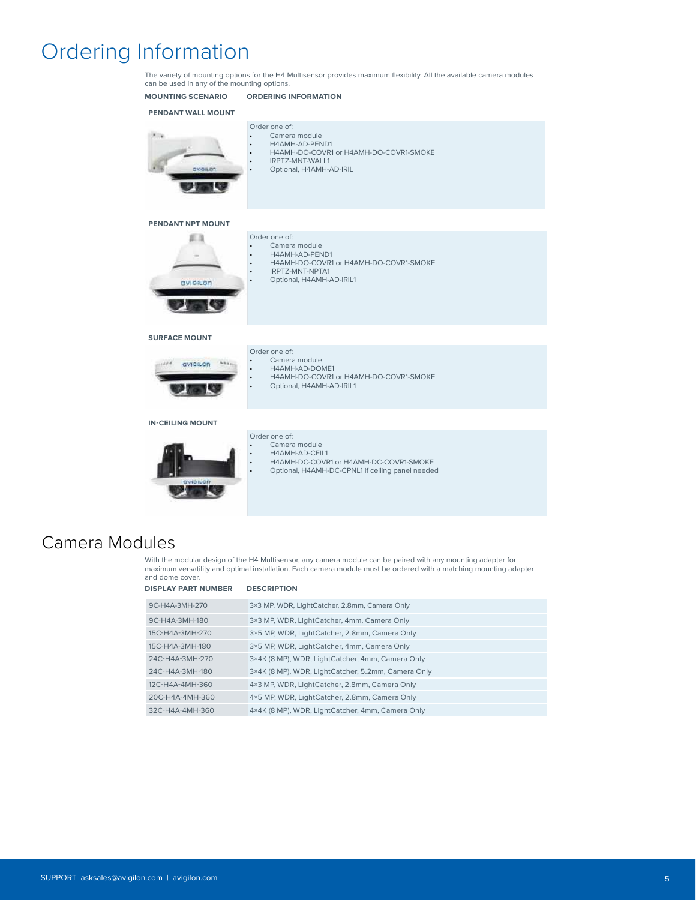# Ordering Information

The variety of mounting options for the H4 Multisensor provides maximum flexibility. All the available camera modules can be used in any of the mounting options.

| MOUNTING SCENARIO | ORDERING INFORMATION |
|---|---|
| **PENDANT WALL MOUNT** | Order one of:<br>• Camera module<br>• H4AMH-AD-PEND1<br>• H4AMH-DO-COVR1 or H4AMH-DO-COVR1-SMOKE<br>• IRPTZ-MNT-WALL1<br>• Optional, H4AMH-AD-IRIL |
| **PENDANT NPT MOUNT** | Order one of:<br>• Camera module<br>• H4AMH-AD-PEND1<br>• H4AMH-DO-COVR1 or H4AMH-DO-COVR1-SMOKE<br>• IRPTZ-MNT-NPTA1<br>• Optional, H4AMH-AD-IRIL1 |
| **SURFACE MOUNT** | Order one of:<br>• Camera module<br>• H4AMH-AD-DOME1<br>• H4AMH-DO-COVR1 or H4AMH-DO-COVR1-SMOKE<br>• Optional, H4AMH-AD-IRIL1 |
| **IN-CEILING MOUNT** | Order one of:<br>• Camera module<br>• H4AMH-AD-CEIL1<br>• H4AMH-DC-COVR1 or H4AMH-DC-COVR1-SMOKE<br>• Optional, H4AMH-DC-CPNL1 if ceiling panel needed |

# Camera Modules

With the modular design of the H4 Multisensor, any camera module can be paired with any mounting adapter for maximum versatility and optimal installation. Each camera module must be ordered with a matching mounting adapter and dome cover.

| DISPLAY PART NUMBER | DESCRIPTION |
|---|---|
| 9C-H4A-3MH-270 | 3×3 MP, WDR, LightCatcher, 2.8mm, Camera Only |
| 9C-H4A-3MH-180 | 3×3 MP, WDR, LightCatcher, 4mm, Camera Only |
| 15C-H4A-3MH-270 | 3×5 MP, WDR, LightCatcher, 2.8mm, Camera Only |
| 15C-H4A-3MH-180 | 3×5 MP, WDR, LightCatcher, 4mm, Camera Only |
| 24C-H4A-3MH-270 | 3×4K (8 MP), WDR, LightCatcher, 4mm, Camera Only |
| 24C-H4A-3MH-180 | 3×4K (8 MP), WDR, LightCatcher, 5.2mm, Camera Only |
| 12C-H4A-4MH-360 | 4×3 MP, WDR, LightCatcher, 2.8mm, Camera Only |
| 20C-H4A-4MH-360 | 4×5 MP, WDR, LightCatcher, 2.8mm, Camera Only |
| 32C-H4A-4MH-360 | 4×4K (8 MP), WDR, LightCatcher, 4mm, Camera Only |

SUPPORT asksales@avigilon.com | avigilon.com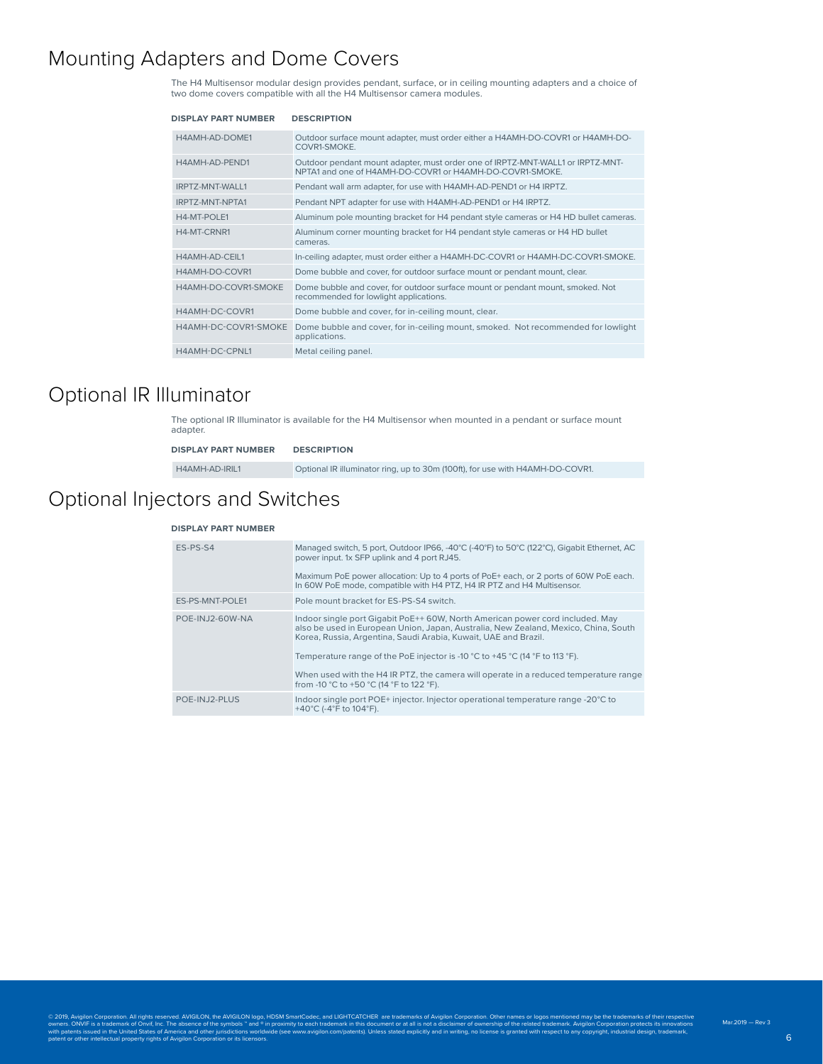## Mounting Adapters and Dome Covers

The H4 Multisensor modular design provides pendant, surface, or in ceiling mounting adapters and a choice of two dome covers compatible with all the H4 Multisensor camera modules.

| DISPLAY PART NUMBER | DESCRIPTION |
|---|---|
| H4AMH-AD-DOME1 | Outdoor surface mount adapter, must order either a H4AMH-DO-COVR1 or H4AMH-DO-COVR1-SMOKE. |
| H4AMH-AD-PEND1 | Outdoor pendant mount adapter, must order one of IRPTZ-MNT-WALL1 or IRPTZ-MNT-NPTA1 and one of H4AMH-DO-COVR1 or H4AMH-DO-COVR1-SMOKE. |
| IRPTZ-MNT-WALL1 | Pendant wall arm adapter, for use with H4AMH-AD-PEND1 or H4 IRPTZ. |
| IRPTZ-MNT-NPTA1 | Pendant NPT adapter for use with H4AMH-AD-PEND1 or H4 IRPTZ. |
| H4-MT-POLE1 | Aluminum pole mounting bracket for H4 pendant style cameras or H4 HD bullet cameras. |
| H4-MT-CRNR1 | Aluminum corner mounting bracket for H4 pendant style cameras or H4 HD bullet cameras. |
| H4AMH-AD-CEIL1 | In-ceiling adapter, must order either a H4AMH-DC-COVR1 or H4AMH-DC-COVR1-SMOKE. |
| H4AMH-DO-COVR1 | Dome bubble and cover, for outdoor surface mount or pendant mount, clear. |
| H4AMH-DO-COVR1-SMOKE | Dome bubble and cover, for outdoor surface mount or pendant mount, smoked. Not recommended for lowlight applications. |
| H4AMH-DC-COVR1 | Dome bubble and cover, for in-ceiling mount, clear. |
| H4AMH-DC-COVR1-SMOKE | Dome bubble and cover, for in-ceiling mount, smoked. Not recommended for lowlight applications. |
| H4AMH-DC-CPNL1 | Metal ceiling panel. |

## Optional IR Illuminator

The optional IR Illuminator is available for the H4 Multisensor when mounted in a pendant or surface mount adapter.

| DISPLAY PART NUMBER | DESCRIPTION |
|---|---|
| H4AMH-AD-IRIL1 | Optional IR illuminator ring, up to 30m (100ft), for use with H4AMH-DO-COVR1. |

## Optional Injectors and Switches

| DISPLAY PART NUMBER | |
|---|---|
| ES-PS-S4 | Managed switch, 5 port, Outdoor IP66, -40°C (-40°F) to 50°C (122°C), Gigabit Ethernet, AC power input. 1x SFP uplink and 4 port RJ45.<br><br>Maximum PoE power allocation: Up to 4 ports of PoE+ each, or 2 ports of 60W PoE each. In 60W PoE mode, compatible with H4 PTZ, H4 IR PTZ and H4 Multisensor. |
| ES-PS-MNT-POLE1 | Pole mount bracket for ES-PS-S4 switch. |
| POE-INJ2-60W-NA | Indoor single port Gigabit PoE++ 60W, North American power cord included. May also be used in European Union, Japan, Australia, New Zealand, Mexico, China, South Korea, Russia, Argentina, Saudi Arabia, Kuwait, UAE and Brazil.<br><br>Temperature range of the PoE injector is -10 °C to +45 °C (14 °F to 113 °F).<br><br>When used with the H4 IR PTZ, the camera will operate in a reduced temperature range from -10 °C to +50 °C (14 °F to 122 °F). |
| POE-INJ2-PLUS | Indoor single port POE+ injector. Injector operational temperature range -20°C to +40°C (-4°F to 104°F). |

© 2019, Avigilon Corporation. All rights reserved. AVIGILON, the AVIGILON logo, HDSM SmartCodec, and LIGHTCATCHER are trademarks of Avigilon Corporation. Other names or logos mentioned may be the trademarks of their respective owners. ONVIF is a trademark of Onvif, Inc. The absence of the symbols ™ and ® in proximity to each trademark in this document or at all is not a disclaimer of ownership of the related trademark. Avigilon Corporation protects its innovations with patents issued in the United States of America and other jurisdictions worldwide (see www.avigilon.com/patents). Unless stated explicitly and in writing, no license is granted with respect to any copyright, industrial design, trademark, patent or other intellectual property rights of Avigilon Corporation or its licensors.

Mar.2019 — Rev 3